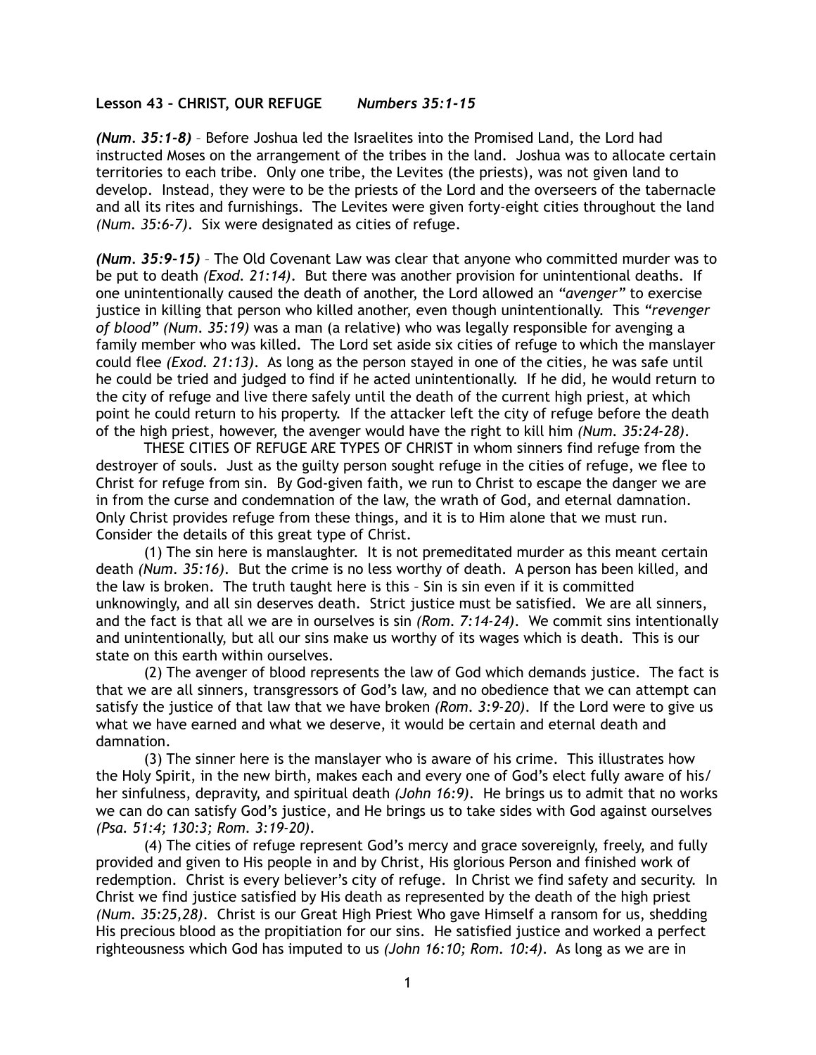**Lesson 43 – CHRIST, OUR REFUGE** ***Numbers 35:1-15***

***(Num. 35:1-8)*** – Before Joshua led the Israelites into the Promised Land, the Lord had instructed Moses on the arrangement of the tribes in the land. Joshua was to allocate certain territories to each tribe. Only one tribe, the Levites (the priests), was not given land to develop. Instead, they were to be the priests of the Lord and the overseers of the tabernacle and all its rites and furnishings. The Levites were given forty-eight cities throughout the land *(Num. 35:6-7)*. Six were designated as cities of refuge.

***(Num. 35:9-15)*** – The Old Covenant Law was clear that anyone who committed murder was to be put to death *(Exod. 21:14)*. But there was another provision for unintentional deaths. If one unintentionally caused the death of another, the Lord allowed an *"avenger"* to exercise justice in killing that person who killed another, even though unintentionally. This *"revenger of blood" (Num. 35:19)* was a man (a relative) who was legally responsible for avenging a family member who was killed. The Lord set aside six cities of refuge to which the manslayer could flee *(Exod. 21:13)*. As long as the person stayed in one of the cities, he was safe until he could be tried and judged to find if he acted unintentionally. If he did, he would return to the city of refuge and live there safely until the death of the current high priest, at which point he could return to his property. If the attacker left the city of refuge before the death of the high priest, however, the avenger would have the right to kill him *(Num. 35:24-28)*.

THESE CITIES OF REFUGE ARE TYPES OF CHRIST in whom sinners find refuge from the destroyer of souls. Just as the guilty person sought refuge in the cities of refuge, we flee to Christ for refuge from sin. By God-given faith, we run to Christ to escape the danger we are in from the curse and condemnation of the law, the wrath of God, and eternal damnation. Only Christ provides refuge from these things, and it is to Him alone that we must run. Consider the details of this great type of Christ.

(1) The sin here is manslaughter. It is not premeditated murder as this meant certain death *(Num. 35:16)*. But the crime is no less worthy of death. A person has been killed, and the law is broken. The truth taught here is this – Sin is sin even if it is committed unknowingly, and all sin deserves death. Strict justice must be satisfied. We are all sinners, and the fact is that all we are in ourselves is sin *(Rom. 7:14-24)*. We commit sins intentionally and unintentionally, but all our sins make us worthy of its wages which is death. This is our state on this earth within ourselves.

(2) The avenger of blood represents the law of God which demands justice. The fact is that we are all sinners, transgressors of God's law, and no obedience that we can attempt can satisfy the justice of that law that we have broken *(Rom. 3:9-20)*. If the Lord were to give us what we have earned and what we deserve, it would be certain and eternal death and damnation.

(3) The sinner here is the manslayer who is aware of his crime. This illustrates how the Holy Spirit, in the new birth, makes each and every one of God's elect fully aware of his/her sinfulness, depravity, and spiritual death *(John 16:9)*. He brings us to admit that no works we can do can satisfy God's justice, and He brings us to take sides with God against ourselves *(Psa. 51:4; 130:3; Rom. 3:19-20)*.

(4) The cities of refuge represent God's mercy and grace sovereignly, freely, and fully provided and given to His people in and by Christ, His glorious Person and finished work of redemption. Christ is every believer's city of refuge. In Christ we find safety and security. In Christ we find justice satisfied by His death as represented by the death of the high priest *(Num. 35:25,28)*. Christ is our Great High Priest Who gave Himself a ransom for us, shedding His precious blood as the propitiation for our sins. He satisfied justice and worked a perfect righteousness which God has imputed to us *(John 16:10; Rom. 10:4)*. As long as we are in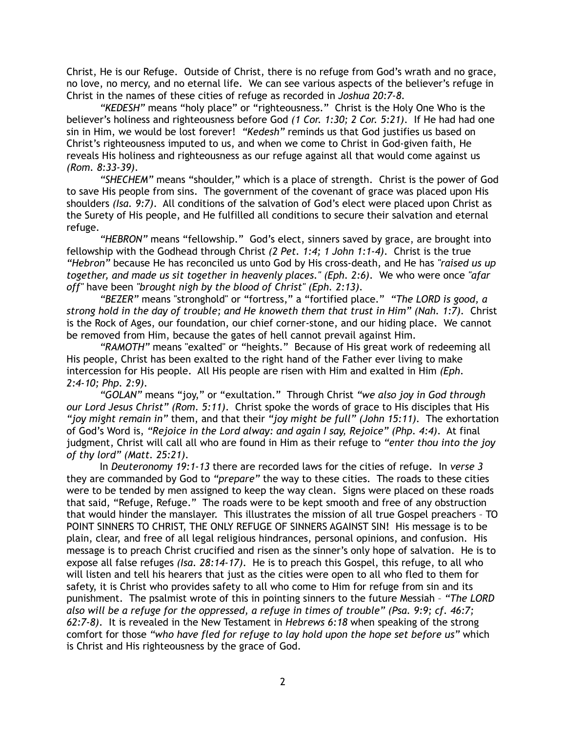Christ, He is our Refuge. Outside of Christ, there is no refuge from God's wrath and no grace, no love, no mercy, and no eternal life. We can see various aspects of the believer's refuge in Christ in the names of these cities of refuge as recorded in *Joshua 20:7-8*.

*"KEDESH"* means "holy place" or "righteousness." Christ is the Holy One Who is the believer's holiness and righteousness before God *(1 Cor. 1:30; 2 Cor. 5:21)*. If He had had one sin in Him, we would be lost forever! *"Kedesh"* reminds us that God justifies us based on Christ's righteousness imputed to us, and when we come to Christ in God-given faith, He reveals His holiness and righteousness as our refuge against all that would come against us *(Rom. 8:33-39)*.

*"SHECHEM"* means "shoulder," which is a place of strength. Christ is the power of God to save His people from sins. The government of the covenant of grace was placed upon His shoulders *(Isa. 9:7)*. All conditions of the salvation of God's elect were placed upon Christ as the Surety of His people, and He fulfilled all conditions to secure their salvation and eternal refuge.

*"HEBRON"* means "fellowship." God's elect, sinners saved by grace, are brought into fellowship with the Godhead through Christ *(2 Pet. 1:4; 1 John 1:1-4)*. Christ is the true *"Hebron"* because He has reconciled us unto God by His cross-death, and He has *"raised us up together, and made us sit together in heavenly places." (Eph. 2:6)*. We who were once *"afar off"* have been *"brought nigh by the blood of Christ" (Eph. 2:13)*.

*"BEZER"* means "stronghold" or "fortress," a "fortified place." *"The LORD is good, a strong hold in the day of trouble; and He knoweth them that trust in Him" (Nah. 1:7)*. Christ is the Rock of Ages, our foundation, our chief corner-stone, and our hiding place. We cannot be removed from Him, because the gates of hell cannot prevail against Him.

*"RAMOTH"* means "exalted" or "heights." Because of His great work of redeeming all His people, Christ has been exalted to the right hand of the Father ever living to make intercession for His people. All His people are risen with Him and exalted in Him *(Eph. 2:4-10; Php. 2:9)*.

*"GOLAN"* means "joy," or "exultation." Through Christ *"we also joy in God through our Lord Jesus Christ" (Rom. 5:11)*. Christ spoke the words of grace to His disciples that His *"joy might remain in"* them, and that their *"joy might be full" (John 15:11)*. The exhortation of God's Word is, *"Rejoice in the Lord alway: and again I say, Rejoice" (Php. 4:4)*. At final judgment, Christ will call all who are found in Him as their refuge to *"enter thou into the joy of thy lord" (Matt. 25:21)*.

In *Deuteronomy 19:1-13* there are recorded laws for the cities of refuge. In *verse 3* they are commanded by God to *"prepare"* the way to these cities. The roads to these cities were to be tended by men assigned to keep the way clean. Signs were placed on these roads that said, "Refuge, Refuge." The roads were to be kept smooth and free of any obstruction that would hinder the manslayer. This illustrates the mission of all true Gospel preachers – TO POINT SINNERS TO CHRIST, THE ONLY REFUGE OF SINNERS AGAINST SIN! His message is to be plain, clear, and free of all legal religious hindrances, personal opinions, and confusion. His message is to preach Christ crucified and risen as the sinner's only hope of salvation. He is to expose all false refuges *(Isa. 28:14-17)*. He is to preach this Gospel, this refuge, to all who will listen and tell his hearers that just as the cities were open to all who fled to them for safety, it is Christ who provides safety to all who come to Him for refuge from sin and its punishment. The psalmist wrote of this in pointing sinners to the future Messiah – *"The LORD also will be a refuge for the oppressed, a refuge in times of trouble" (Psa. 9:9; cf. 46:7; 62:7-8)*. It is revealed in the New Testament in *Hebrews 6:18* when speaking of the strong comfort for those *"who have fled for refuge to lay hold upon the hope set before us"* which is Christ and His righteousness by the grace of God.